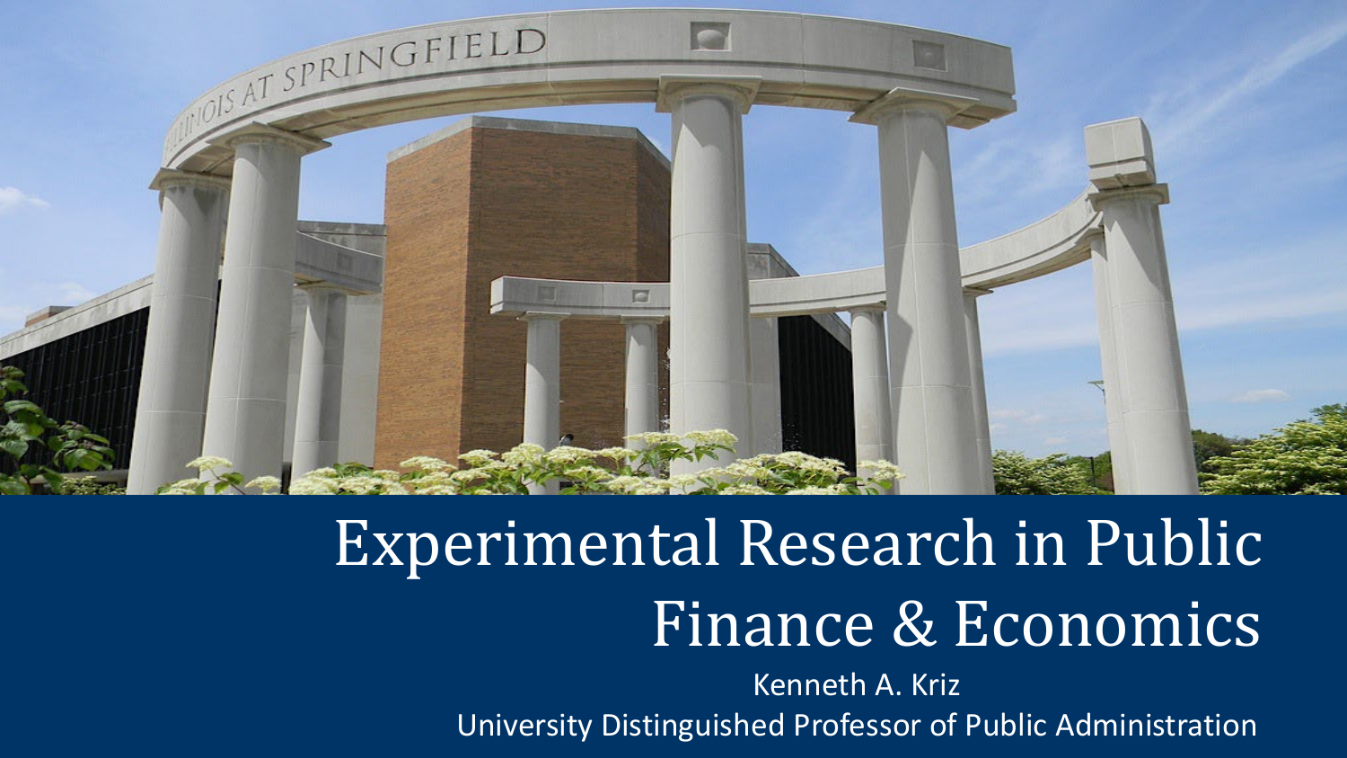# Experimental Research in Public Finance & Economics

Kenneth A. Kriz

University Distinguished Professor of Public Administration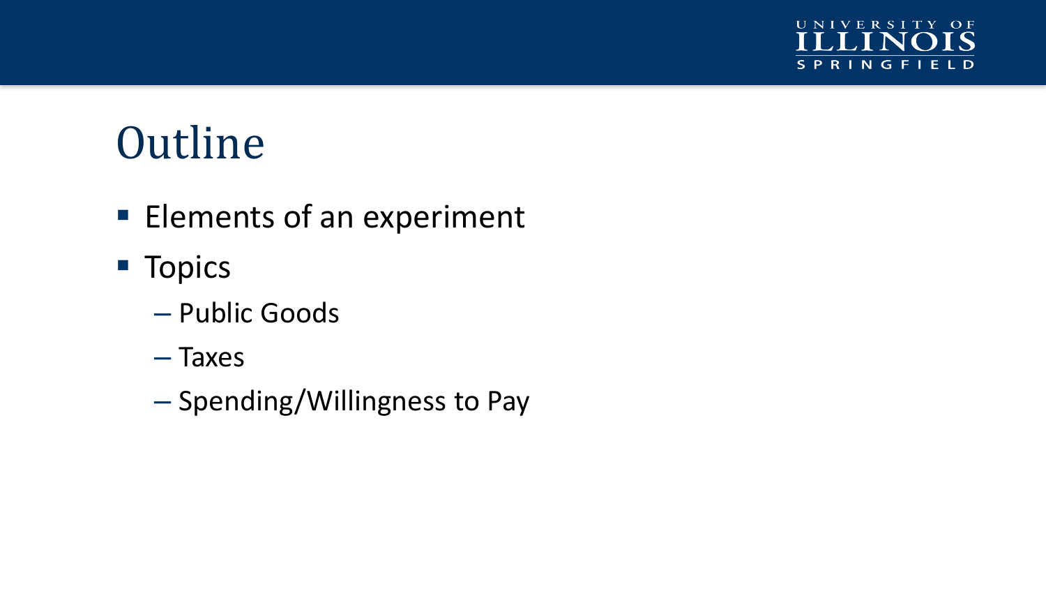# Outline

- Elements of an experiment
- Topics
  - Public Goods
  - Taxes
  - Spending/Willingness to Pay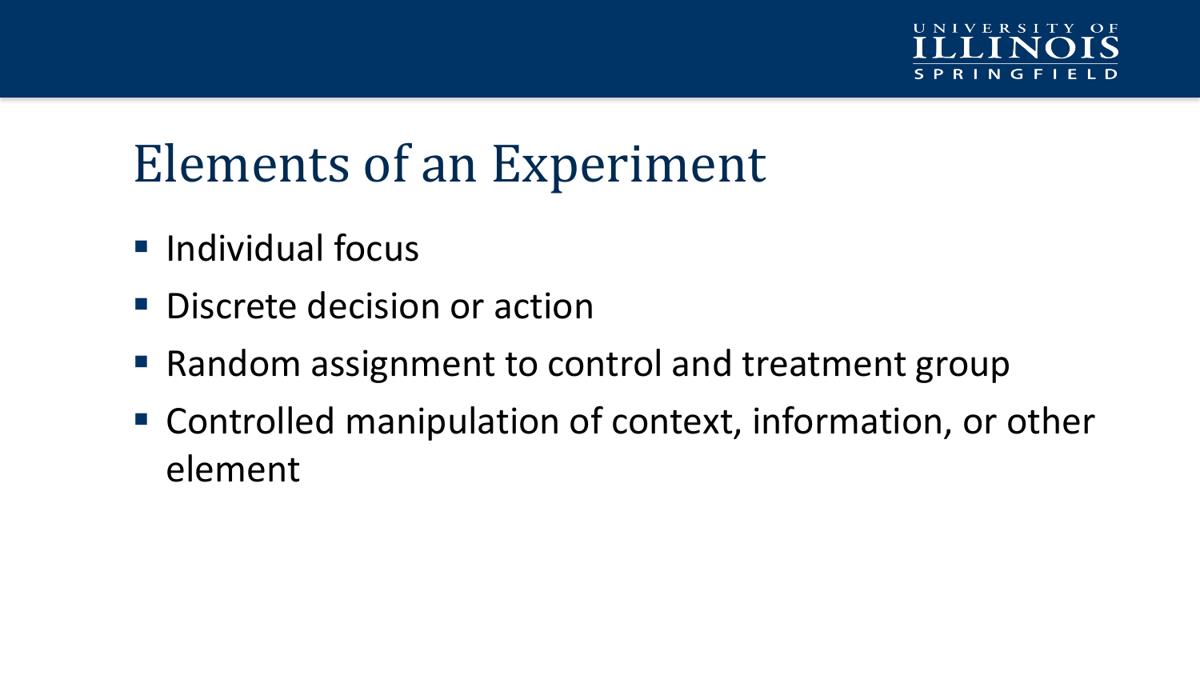# Elements of an Experiment

- Individual focus
- Discrete decision or action
- Random assignment to control and treatment group
- Controlled manipulation of context, information, or other element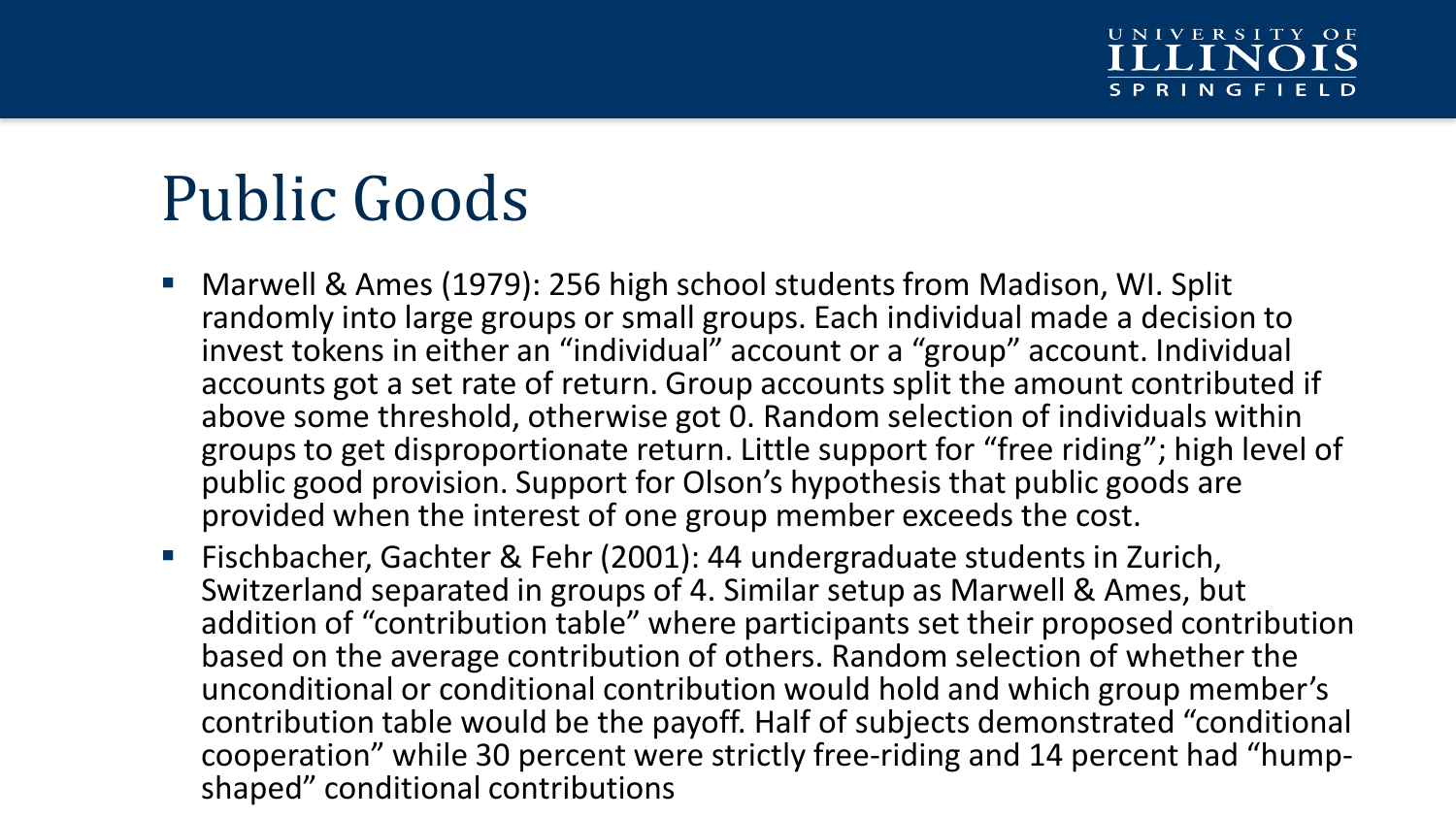# Public Goods

- Marwell & Ames (1979): 256 high school students from Madison, WI. Split randomly into large groups or small groups. Each individual made a decision to invest tokens in either an "individual" account or a "group" account. Individual accounts got a set rate of return. Group accounts split the amount contributed if above some threshold, otherwise got 0. Random selection of individuals within groups to get disproportionate return. Little support for "free riding"; high level of public good provision. Support for Olson's hypothesis that public goods are provided when the interest of one group member exceeds the cost.
- Fischbacher, Gachter & Fehr (2001): 44 undergraduate students in Zurich, Switzerland separated in groups of 4. Similar setup as Marwell & Ames, but addition of "contribution table" where participants set their proposed contribution based on the average contribution of others. Random selection of whether the unconditional or conditional contribution would hold and which group member's contribution table would be the payoff. Half of subjects demonstrated "conditional cooperation" while 30 percent were strictly free-riding and 14 percent had "hump-shaped" conditional contributions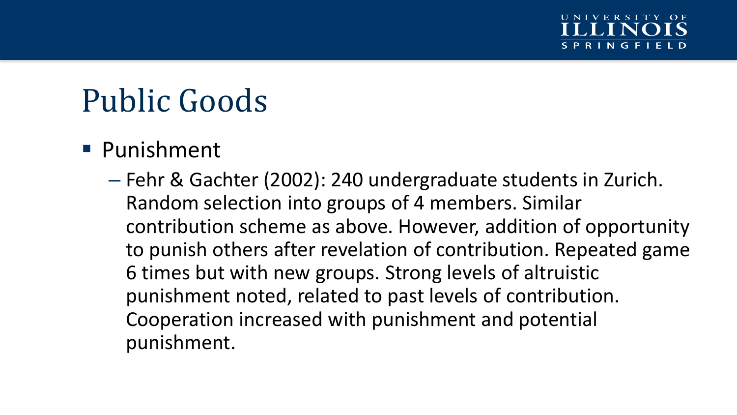# Public Goods

- Punishment
  - Fehr & Gachter (2002): 240 undergraduate students in Zurich. Random selection into groups of 4 members. Similar contribution scheme as above. However, addition of opportunity to punish others after revelation of contribution. Repeated game 6 times but with new groups. Strong levels of altruistic punishment noted, related to past levels of contribution. Cooperation increased with punishment and potential punishment.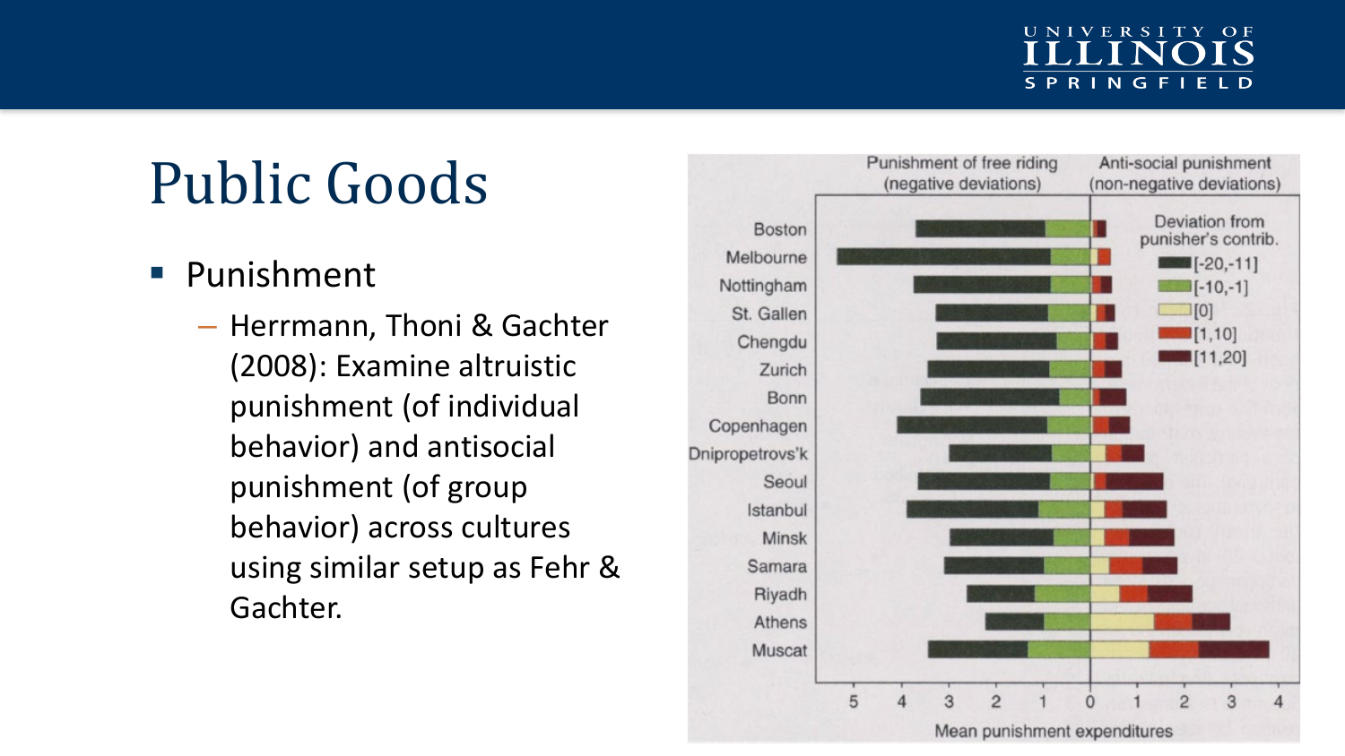# Public Goods

- Punishment
  - Herrmann, Thoni & Gachter (2008): Examine altruistic punishment (of individual behavior) and antisocial punishment (of group behavior) across cultures using similar setup as Fehr & Gachter.

Punishment of free riding (negative deviations)

Anti-social punishment (non-negative deviations)

Deviation from punisher's contrib.

[-20,-11]

[-10,-1]

[0]

[1,10]

[11,20]

Boston

Melbourne

Nottingham

St. Gallen

Chengdu

Zurich

Bonn

Copenhagen

Dnipropetrovs'k

Seoul

Istanbul

Minsk

Samara

Riyadh

Athens

Muscat

5 4 3 2 1 0 1 2 3 4

Mean punishment expenditures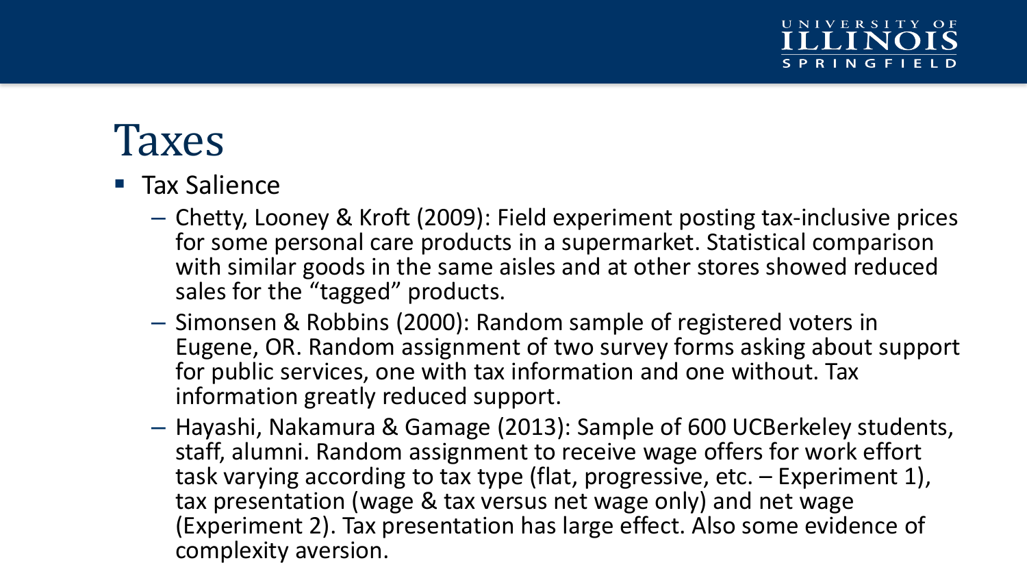# Taxes

- Tax Salience
  - Chetty, Looney & Kroft (2009): Field experiment posting tax-inclusive prices for some personal care products in a supermarket. Statistical comparison with similar goods in the same aisles and at other stores showed reduced sales for the "tagged" products.
  - Simonsen & Robbins (2000): Random sample of registered voters in Eugene, OR. Random assignment of two survey forms asking about support for public services, one with tax information and one without. Tax information greatly reduced support.
  - Hayashi, Nakamura & Gamage (2013): Sample of 600 UCBerkeley students, staff, alumni. Random assignment to receive wage offers for work effort task varying according to tax type (flat, progressive, etc. – Experiment 1), tax presentation (wage & tax versus net wage only) and net wage (Experiment 2). Tax presentation has large effect. Also some evidence of complexity aversion.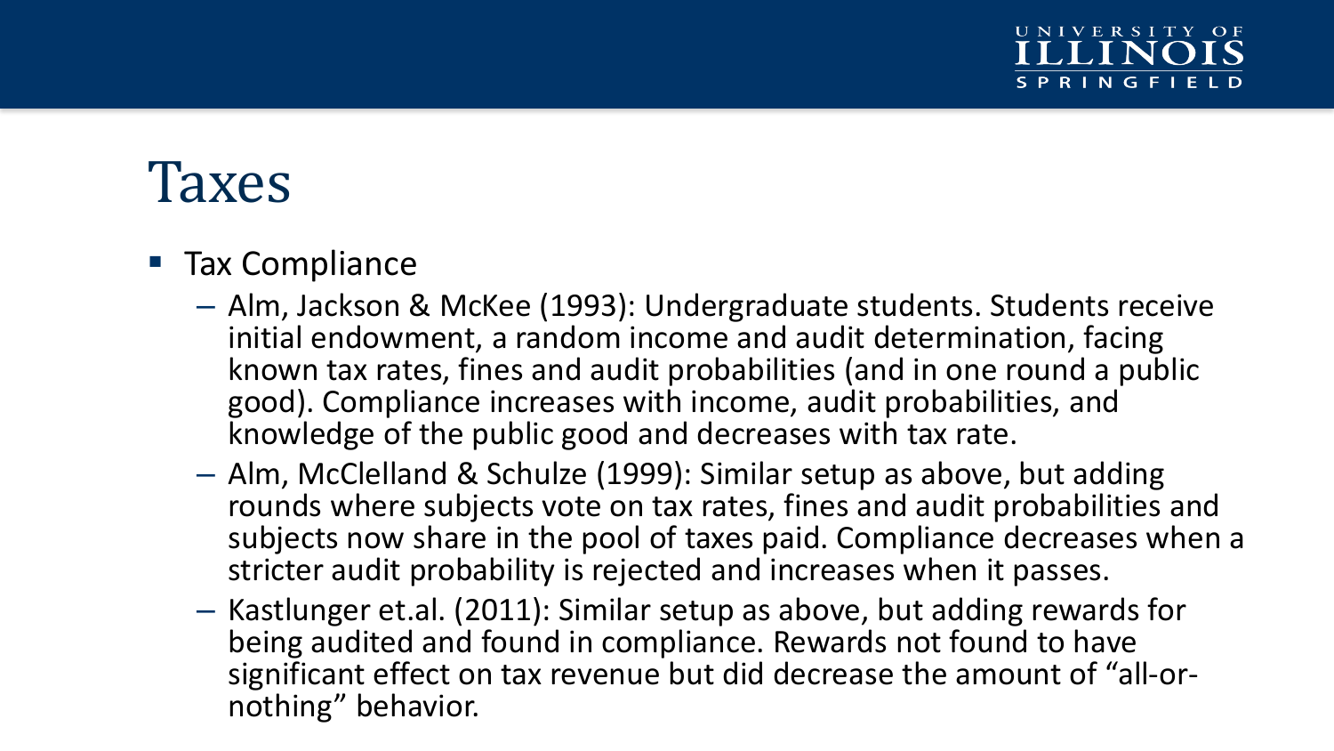# Taxes

- Tax Compliance
  - Alm, Jackson & McKee (1993): Undergraduate students. Students receive initial endowment, a random income and audit determination, facing known tax rates, fines and audit probabilities (and in one round a public good). Compliance increases with income, audit probabilities, and knowledge of the public good and decreases with tax rate.
  - Alm, McClelland & Schulze (1999): Similar setup as above, but adding rounds where subjects vote on tax rates, fines and audit probabilities and subjects now share in the pool of taxes paid. Compliance decreases when a stricter audit probability is rejected and increases when it passes.
  - Kastlunger et.al. (2011): Similar setup as above, but adding rewards for being audited and found in compliance. Rewards not found to have significant effect on tax revenue but did decrease the amount of "all-or-nothing" behavior.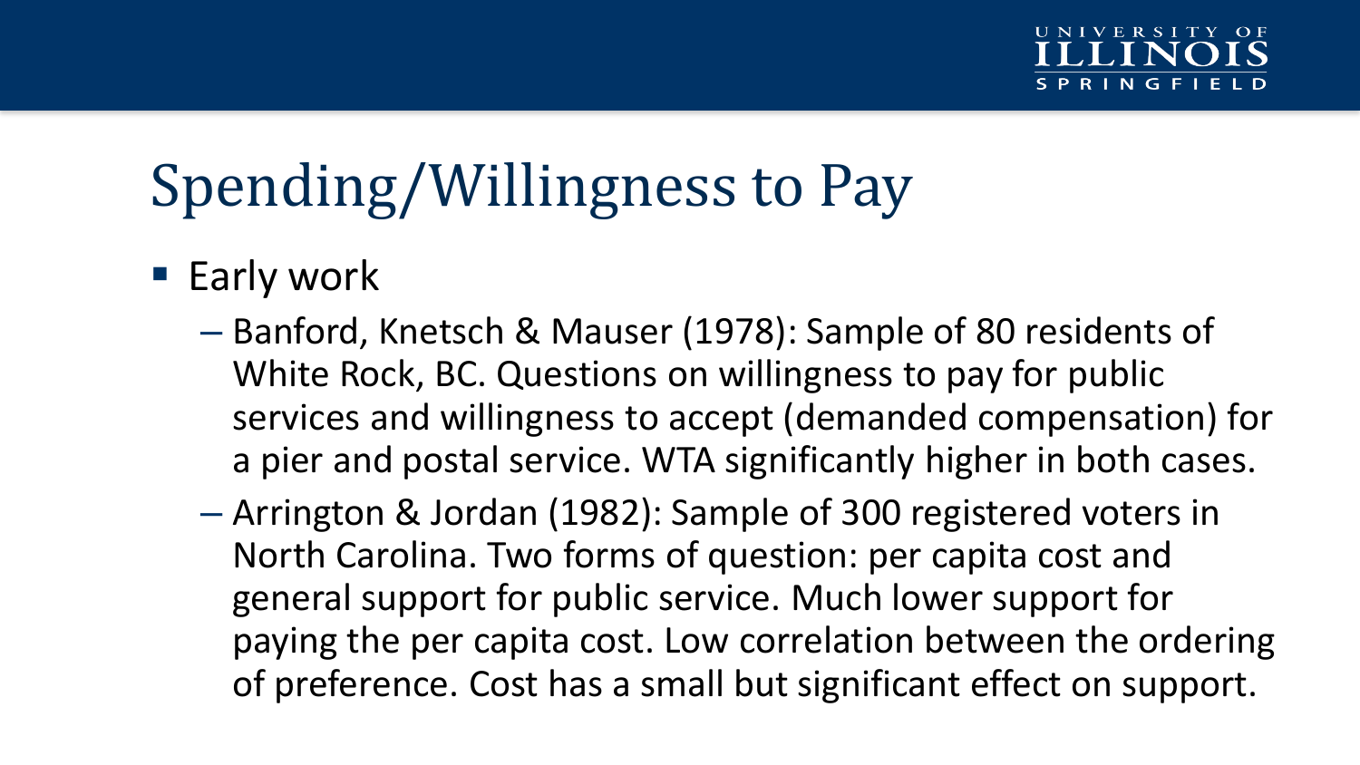# Spending/Willingness to Pay

- Early work
  - Banford, Knetsch & Mauser (1978): Sample of 80 residents of White Rock, BC. Questions on willingness to pay for public services and willingness to accept (demanded compensation) for a pier and postal service. WTA significantly higher in both cases.
  - Arrington & Jordan (1982): Sample of 300 registered voters in North Carolina. Two forms of question: per capita cost and general support for public service. Much lower support for paying the per capita cost. Low correlation between the ordering of preference. Cost has a small but significant effect on support.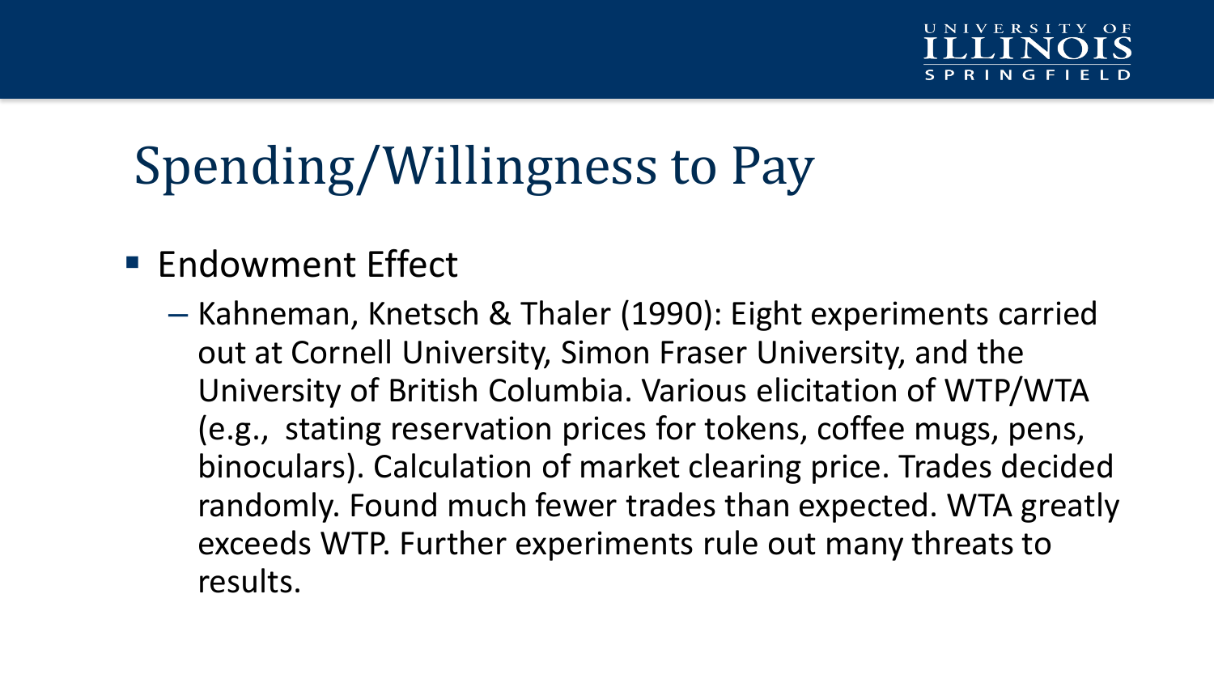# Spending/Willingness to Pay

- Endowment Effect
  - Kahneman, Knetsch & Thaler (1990): Eight experiments carried out at Cornell University, Simon Fraser University, and the University of British Columbia. Various elicitation of WTP/WTA (e.g., stating reservation prices for tokens, coffee mugs, pens, binoculars). Calculation of market clearing price. Trades decided randomly. Found much fewer trades than expected. WTA greatly exceeds WTP. Further experiments rule out many threats to results.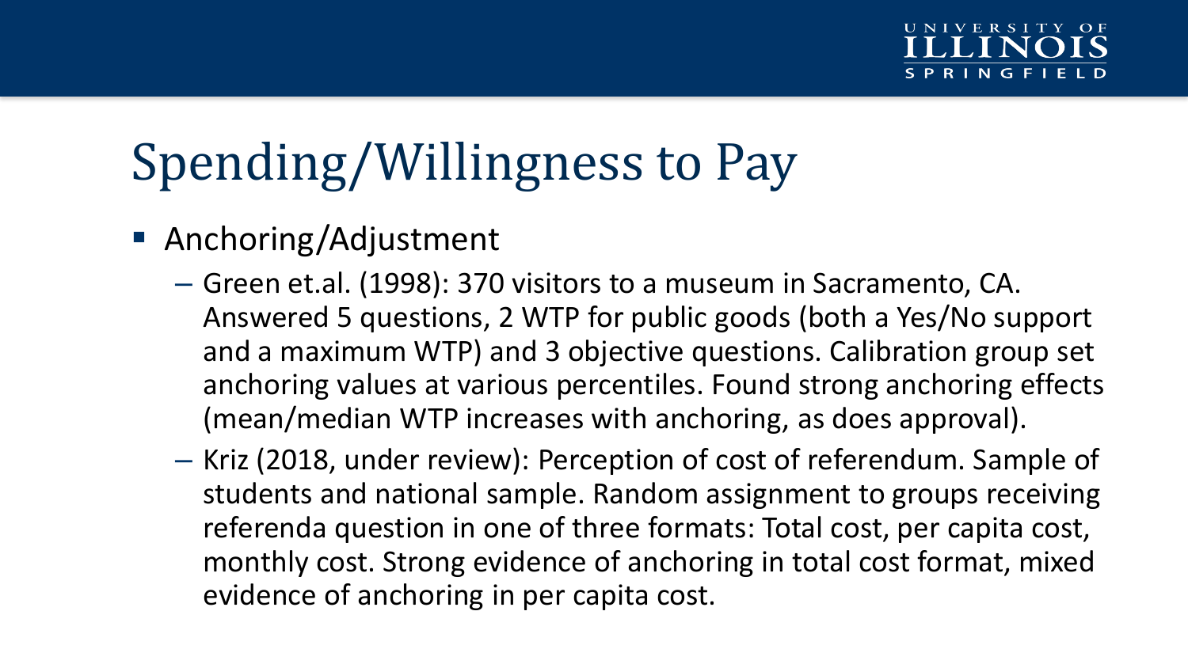# Spending/Willingness to Pay

- Anchoring/Adjustment
  - Green et.al. (1998): 370 visitors to a museum in Sacramento, CA. Answered 5 questions, 2 WTP for public goods (both a Yes/No support and a maximum WTP) and 3 objective questions. Calibration group set anchoring values at various percentiles. Found strong anchoring effects (mean/median WTP increases with anchoring, as does approval).
  - Kriz (2018, under review): Perception of cost of referendum. Sample of students and national sample. Random assignment to groups receiving referenda question in one of three formats: Total cost, per capita cost, monthly cost. Strong evidence of anchoring in total cost format, mixed evidence of anchoring in per capita cost.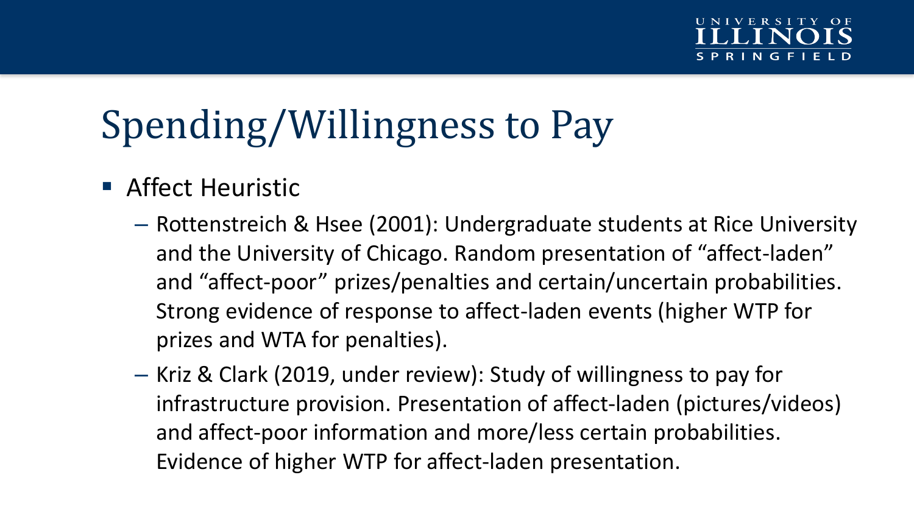# Spending/Willingness to Pay

- Affect Heuristic
  - Rottenstreich & Hsee (2001): Undergraduate students at Rice University and the University of Chicago. Random presentation of "affect-laden" and "affect-poor" prizes/penalties and certain/uncertain probabilities. Strong evidence of response to affect-laden events (higher WTP for prizes and WTA for penalties).
  - Kriz & Clark (2019, under review): Study of willingness to pay for infrastructure provision. Presentation of affect-laden (pictures/videos) and affect-poor information and more/less certain probabilities. Evidence of higher WTP for affect-laden presentation.